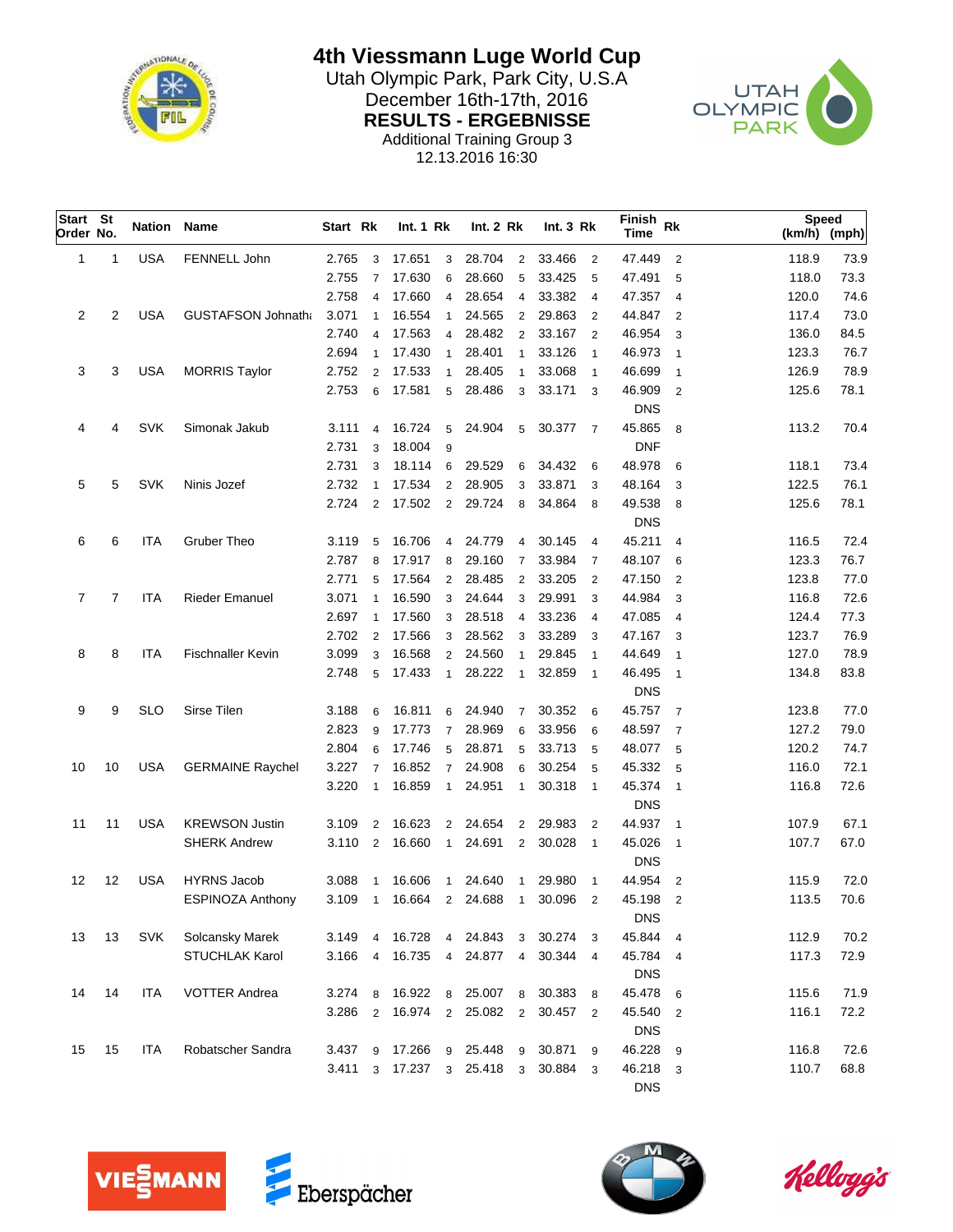# 4th Viessmann Luge World Cup

Utah Olympic Park, Park City, U.S.A
December 16th-17th, 2016

**RESULTS - ERGEBNISSE**

Additional Training Group 3
12.13.2016 16:30

| Start Order | St No. | Nation | Name | Start | Rk | Int. 1 | Rk | Int. 2 | Rk | Int. 3 | Rk | Finish Time | Rk | Speed (km/h) | Speed (mph) |
|---|---|---|---|---|---|---|---|---|---|---|---|---|---|---|---|
| 1 | 1 | USA | FENNELL John | 2.765 | 3 | 17.651 | 3 | 28.704 | 2 | 33.466 | 2 | 47.449 | 2 | 118.9 | 73.9 |
| | | | | 2.755 | 7 | 17.630 | 6 | 28.660 | 5 | 33.425 | 5 | 47.491 | 5 | 118.0 | 73.3 |
| | | | | 2.758 | 4 | 17.660 | 4 | 28.654 | 4 | 33.382 | 4 | 47.357 | 4 | 120.0 | 74.6 |
| 2 | 2 | USA | GUSTAFSON Johnatha | 3.071 | 1 | 16.554 | 1 | 24.565 | 2 | 29.863 | 2 | 44.847 | 2 | 117.4 | 73.0 |
| | | | | 2.740 | 4 | 17.563 | 4 | 28.482 | 2 | 33.167 | 2 | 46.954 | 3 | 136.0 | 84.5 |
| | | | | 2.694 | 1 | 17.430 | 1 | 28.401 | 1 | 33.126 | 1 | 46.973 | 1 | 123.3 | 76.7 |
| 3 | 3 | USA | MORRIS Taylor | 2.752 | 2 | 17.533 | 1 | 28.405 | 1 | 33.068 | 1 | 46.699 | 1 | 126.9 | 78.9 |
| | | | | 2.753 | 6 | 17.581 | 5 | 28.486 | 3 | 33.171 | 3 | 46.909 | 2 | 125.6 | 78.1 |
| | | | | | | | | | | | | DNS | | | |
| 4 | 4 | SVK | Simonak Jakub | 3.111 | 4 | 16.724 | 5 | 24.904 | 5 | 30.377 | 7 | 45.865 | 8 | 113.2 | 70.4 |
| | | | | 2.731 | 3 | 18.004 | 9 | | | | | DNF | | | |
| | | | | 2.731 | 3 | 18.114 | 6 | 29.529 | 6 | 34.432 | 6 | 48.978 | 6 | 118.1 | 73.4 |
| 5 | 5 | SVK | Ninis Jozef | 2.732 | 1 | 17.534 | 2 | 28.905 | 3 | 33.871 | 3 | 48.164 | 3 | 122.5 | 76.1 |
| | | | | 2.724 | 2 | 17.502 | 2 | 29.724 | 8 | 34.864 | 8 | 49.538 | 8 | 125.6 | 78.1 |
| | | | | | | | | | | | | DNS | | | |
| 6 | 6 | ITA | Gruber Theo | 3.119 | 5 | 16.706 | 4 | 24.779 | 4 | 30.145 | 4 | 45.211 | 4 | 116.5 | 72.4 |
| | | | | 2.787 | 8 | 17.917 | 8 | 29.160 | 7 | 33.984 | 7 | 48.107 | 6 | 123.3 | 76.7 |
| | | | | 2.771 | 5 | 17.564 | 2 | 28.485 | 2 | 33.205 | 2 | 47.150 | 2 | 123.8 | 77.0 |
| 7 | 7 | ITA | Rieder Emanuel | 3.071 | 1 | 16.590 | 3 | 24.644 | 3 | 29.991 | 3 | 44.984 | 3 | 116.8 | 72.6 |
| | | | | 2.697 | 1 | 17.560 | 3 | 28.518 | 4 | 33.236 | 4 | 47.085 | 4 | 124.4 | 77.3 |
| | | | | 2.702 | 2 | 17.566 | 3 | 28.562 | 3 | 33.289 | 3 | 47.167 | 3 | 123.7 | 76.9 |
| 8 | 8 | ITA | Fischnaller Kevin | 3.099 | 3 | 16.568 | 2 | 24.560 | 1 | 29.845 | 1 | 44.649 | 1 | 127.0 | 78.9 |
| | | | | 2.748 | 5 | 17.433 | 1 | 28.222 | 1 | 32.859 | 1 | 46.495 | 1 | 134.8 | 83.8 |
| | | | | | | | | | | | | DNS | | | |
| 9 | 9 | SLO | Sirse Tilen | 3.188 | 6 | 16.811 | 6 | 24.940 | 7 | 30.352 | 6 | 45.757 | 7 | 123.8 | 77.0 |
| | | | | 2.823 | 9 | 17.773 | 7 | 28.969 | 6 | 33.956 | 6 | 48.597 | 7 | 127.2 | 79.0 |
| | | | | 2.804 | 6 | 17.746 | 5 | 28.871 | 5 | 33.713 | 5 | 48.077 | 5 | 120.2 | 74.7 |
| 10 | 10 | USA | GERMAINE Raychel | 3.227 | 7 | 16.852 | 7 | 24.908 | 6 | 30.254 | 5 | 45.332 | 5 | 116.0 | 72.1 |
| | | | | 3.220 | 1 | 16.859 | 1 | 24.951 | 1 | 30.318 | 1 | 45.374 | 1 | 116.8 | 72.6 |
| | | | | | | | | | | | | DNS | | | |
| 11 | 11 | USA | KREWSON Justin | 3.109 | 2 | 16.623 | 2 | 24.654 | 2 | 29.983 | 2 | 44.937 | 1 | 107.9 | 67.1 |
| | | | SHERK Andrew | 3.110 | 2 | 16.660 | 1 | 24.691 | 2 | 30.028 | 1 | 45.026 | 1 | 107.7 | 67.0 |
| | | | | | | | | | | | | DNS | | | |
| 12 | 12 | USA | HYRNS Jacob | 3.088 | 1 | 16.606 | 1 | 24.640 | 1 | 29.980 | 1 | 44.954 | 2 | 115.9 | 72.0 |
| | | | ESPINOZA Anthony | 3.109 | 1 | 16.664 | 2 | 24.688 | 1 | 30.096 | 2 | 45.198 | 2 | 113.5 | 70.6 |
| | | | | | | | | | | | | DNS | | | |
| 13 | 13 | SVK | Solcansky Marek | 3.149 | 4 | 16.728 | 4 | 24.843 | 3 | 30.274 | 3 | 45.844 | 4 | 112.9 | 70.2 |
| | | | STUCHLAK Karol | 3.166 | 4 | 16.735 | 4 | 24.877 | 4 | 30.344 | 4 | 45.784 | 4 | 117.3 | 72.9 |
| | | | | | | | | | | | | DNS | | | |
| 14 | 14 | ITA | VOTTER Andrea | 3.274 | 8 | 16.922 | 8 | 25.007 | 8 | 30.383 | 8 | 45.478 | 6 | 115.6 | 71.9 |
| | | | | 3.286 | 2 | 16.974 | 2 | 25.082 | 2 | 30.457 | 2 | 45.540 | 2 | 116.1 | 72.2 |
| | | | | | | | | | | | | DNS | | | |
| 15 | 15 | ITA | Robatscher Sandra | 3.437 | 9 | 17.266 | 9 | 25.448 | 9 | 30.871 | 9 | 46.228 | 9 | 116.8 | 72.6 |
| | | | | 3.411 | 3 | 17.237 | 3 | 25.418 | 3 | 30.884 | 3 | 46.218 | 3 | 110.7 | 68.8 |
| | | | | | | | | | | | | DNS | | | |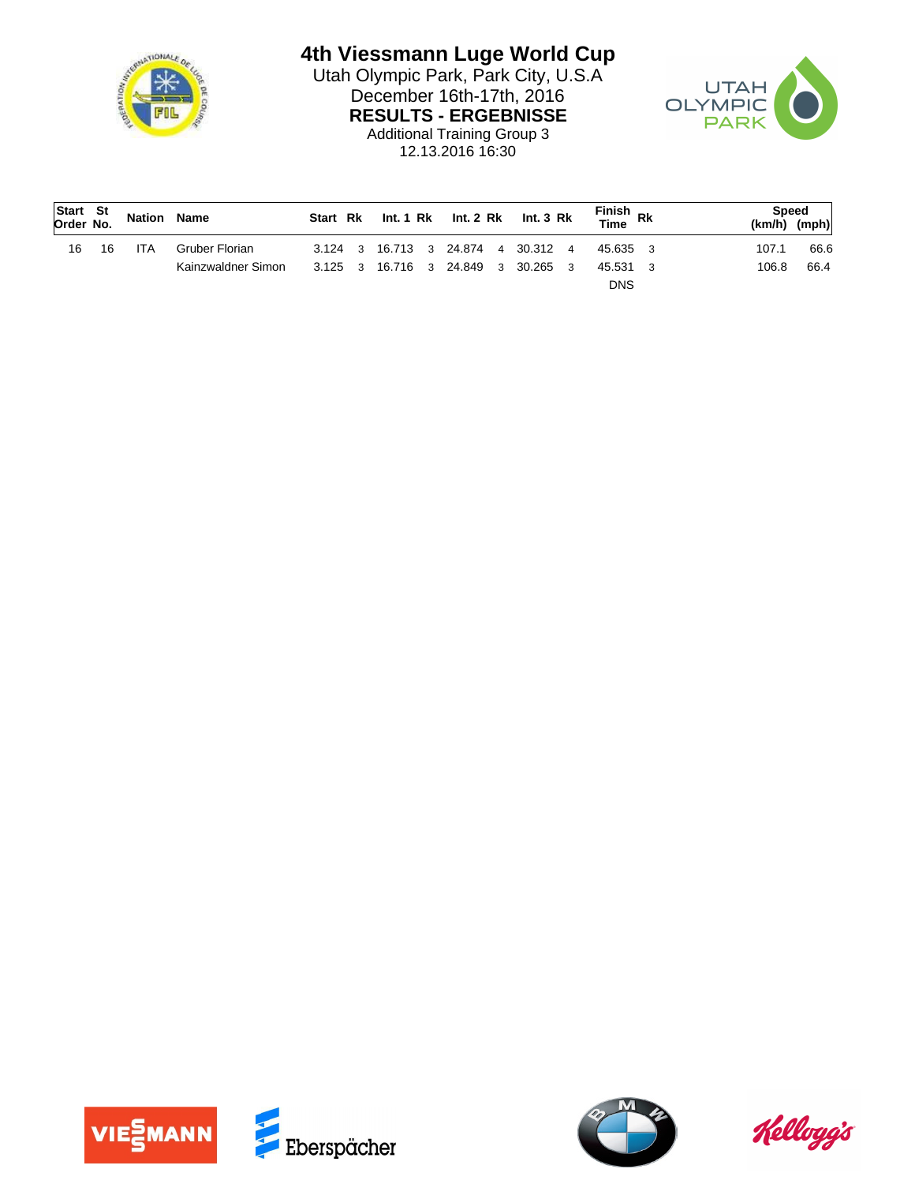# 4th Viessmann Luge World Cup

Utah Olympic Park, Park City, U.S.A
December 16th-17th, 2016

**RESULTS - ERGEBNISSE**

Additional Training Group 3
12.13.2016 16:30

| Start Order | St No. | Nation | Name | Start | Rk | Int. 1 | Rk | Int. 2 | Rk | Int. 3 | Rk | Finish Time | Rk | Speed (km/h) | Speed (mph) |
|---|---|---|---|---|---|---|---|---|---|---|---|---|---|---|---|
| 16 | 16 | ITA | Gruber Florian | 3.124 | 3 | 16.713 | 3 | 24.874 | 4 | 30.312 | 4 | 45.635 | 3 | 107.1 | 66.6 |
| | | | Kainzwaldner Simon | 3.125 | 3 | 16.716 | 3 | 24.849 | 3 | 30.265 | 3 | 45.531 | 3 | 106.8 | 66.4 |
| | | | | | | | | | | | | DNS | | | |